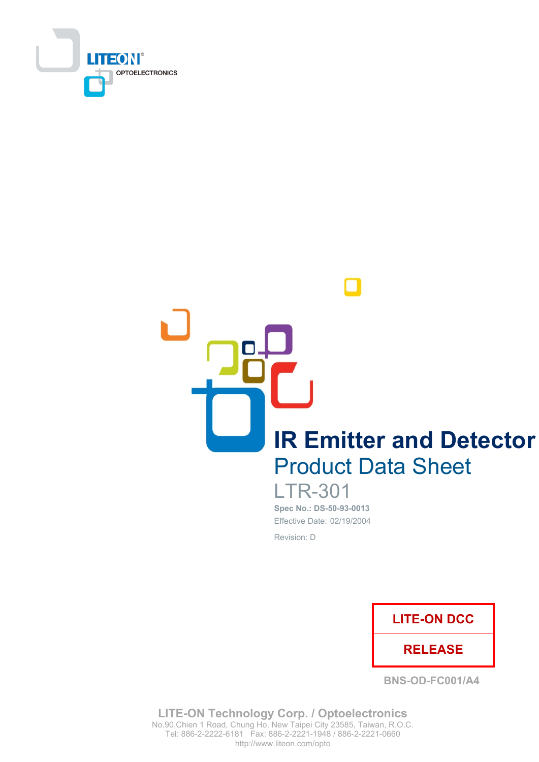LITEON
OPTOELECTRONICS

# IR Emitter and Detector

## Product Data Sheet

## LTR-301

**Spec No.: DS-50-93-0013**

Effective Date: 02/19/2004

Revision: D

| LITE-ON DCC |
|---|
| RELEASE |

BNS-OD-FC001/A4

**LITE-ON Technology Corp. / Optoelectronics**
No.90,Chien 1 Road, Chung Ho, New Taipei City 23585, Taiwan, R.O.C.
Tel: 886-2-2222-6181 Fax: 886-2-2221-1948 / 886-2-2221-0660
http://www.liteon.com/opto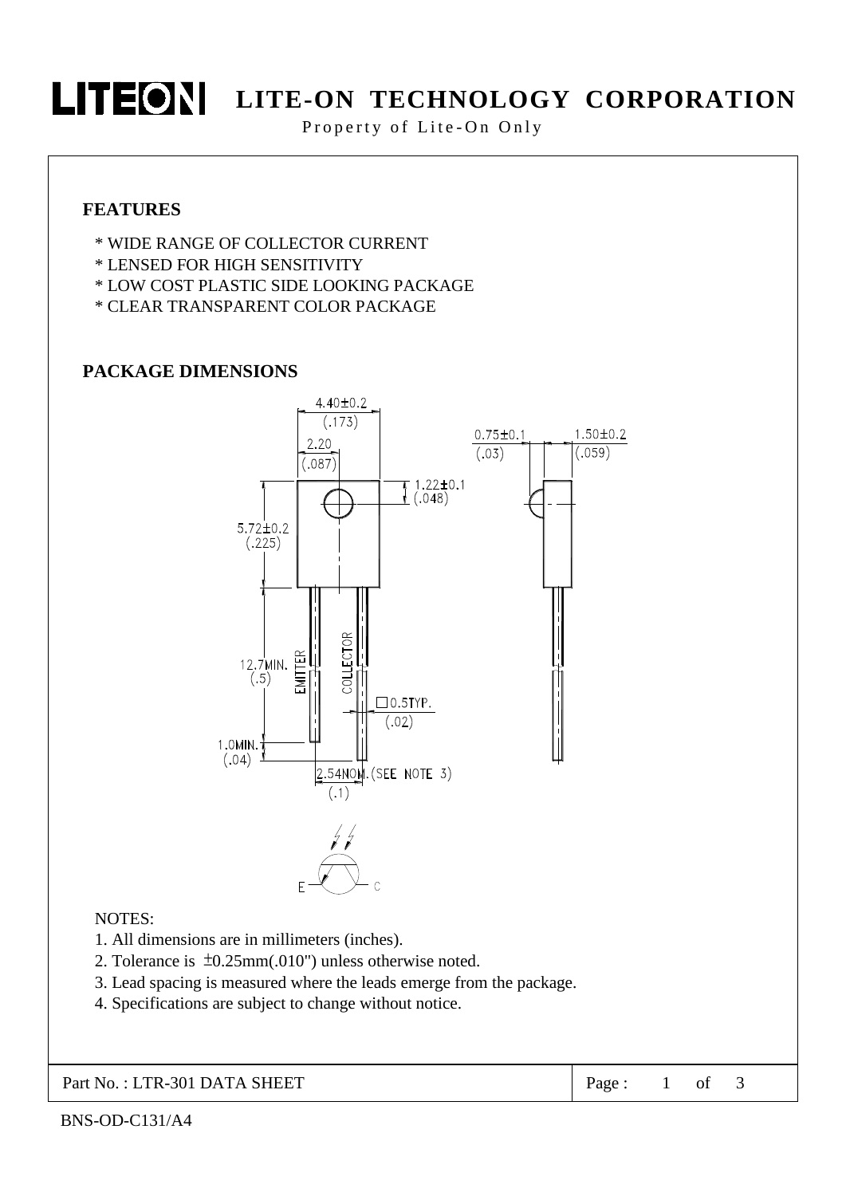# LITE-ON TECHNOLOGY CORPORATION

Property of Lite-On Only

## FEATURES

* WIDE RANGE OF COLLECTOR CURRENT
* LENSED FOR HIGH SENSITIVITY
* LOW COST PLASTIC SIDE LOOKING PACKAGE
* CLEAR TRANSPARENT COLOR PACKAGE

## PACKAGE DIMENSIONS

NOTES:

1. All dimensions are in millimeters (inches).
2. Tolerance is ±0.25mm(.010") unless otherwise noted.
3. Lead spacing is measured where the leads emerge from the package.
4. Specifications are subject to change without notice.

Part No. : LTR-301 DATA SHEET

BNS-OD-C131/A4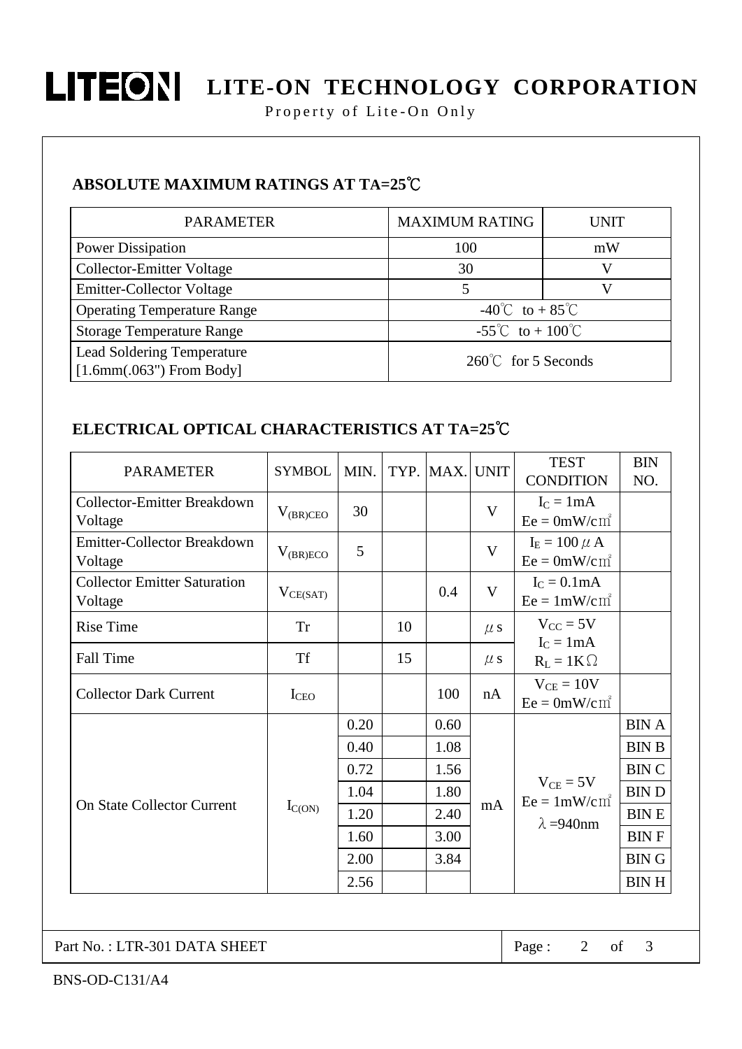## ABSOLUTE MAXIMUM RATINGS AT TA=25℃

| PARAMETER | MAXIMUM RATING | UNIT |
|---|---|---|
| Power Dissipation | 100 | mW |
| Collector-Emitter Voltage | 30 | V |
| Emitter-Collector Voltage | 5 | V |
| Operating Temperature Range | -40℃ to + 85℃ | |
| Storage Temperature Range | -55℃ to + 100℃ | |
| Lead Soldering Temperature [1.6mm(.063") From Body] | 260℃ for 5 Seconds | |

## ELECTRICAL OPTICAL CHARACTERISTICS AT TA=25℃

| PARAMETER | SYMBOL | MIN. | TYP. | MAX. | UNIT | TEST CONDITION | BIN NO. |
|---|---|---|---|---|---|---|---|
| Collector-Emitter Breakdown Voltage | $V_{(BR)CEO}$ | 30 | | | V | $I_C$ = 1mA, Ee = 0mW/㎠ | |
| Emitter-Collector Breakdown Voltage | $V_{(BR)ECO}$ | 5 | | | V | $I_E$ = 100 μA, Ee = 0mW/㎠ | |
| Collector Emitter Saturation Voltage | $V_{CE(SAT)}$ | | | 0.4 | V | $I_C$ = 0.1mA, Ee = 1mW/㎠ | |
| Rise Time | Tr | | 10 | | μs | $V_{CC}$ = 5V, $I_C$ = 1mA, $R_L$ = 1KΩ | |
| Fall Time | Tf | | 15 | | μs | | |
| Collector Dark Current | $I_{CEO}$ | | | 100 | nA | $V_{CE}$ = 10V, Ee = 0mW/㎠ | |
| On State Collector Current | $I_{C(ON)}$ | 0.20 | | 0.60 | mA | $V_{CE}$ = 5V, Ee = 1mW/㎠, λ=940nm | BIN A |
| | | 0.40 | | 1.08 | | | BIN B |
| | | 0.72 | | 1.56 | | | BIN C |
| | | 1.04 | | 1.80 | | | BIN D |
| | | 1.20 | | 2.40 | | | BIN E |
| | | 1.60 | | 3.00 | | | BIN F |
| | | 2.00 | | 3.84 | | | BIN G |
| | | 2.56 | | | | | BIN H |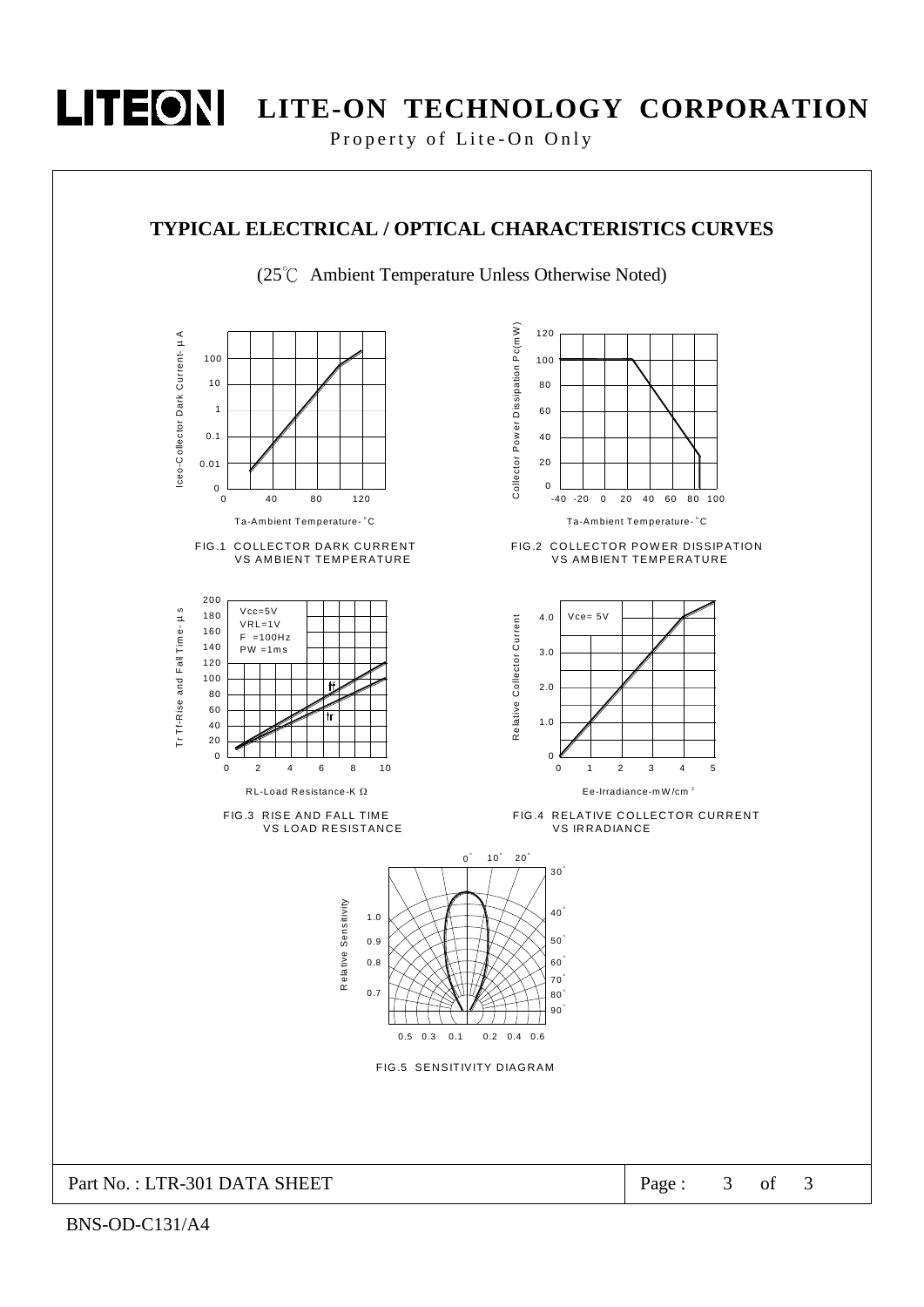## TYPICAL ELECTRICAL / OPTICAL CHARACTERISTICS CURVES

(25℃ Ambient Temperature Unless Otherwise Noted)

Iceo-Collector Dark Current- μA

100
10
1
0.1
0.01
0

0 40 80 120

Ta-Ambient Temperature-°C

FIG.1 COLLECTOR DARK CURRENT VS AMBIENT TEMPERATURE

Collector Power Dissipation Pc(mW)

120
100
80
60
40
20
0

-40 -20 0 20 40 60 80 100

Ta-Ambient Temperature-°C

FIG.2 COLLECTOR POWER DISSIPATION VS AMBIENT TEMPERATURE

Tr Tf-Rise and Fall Time- μs

200
180
160
140
120
100
80
60
40
20
0

Vcc=5V
VRL=1V
F =100Hz
PW =1ms

tf
tr

0 2 4 6 8 10

RL-Load Resistance-K Ω

FIG.3 RISE AND FALL TIME VS LOAD RESISTANCE

Relative Collector Current

4.0
3.0
2.0
1.0
0

Vce= 5V

0 1 2 3 4 5

Ee-Irradiance-mW/cm²

FIG.4 RELATIVE COLLECTOR CURRENT VS IRRADIANCE

Relative Sensitivity

0° 10° 20° 30° 40° 50° 60° 70° 80° 90°

1.0
0.9
0.8
0.7

0.5 0.3 0.1 0.2 0.4 0.6

FIG.5 SENSITIVITY DIAGRAM

Part No. : LTR-301 DATA SHEET